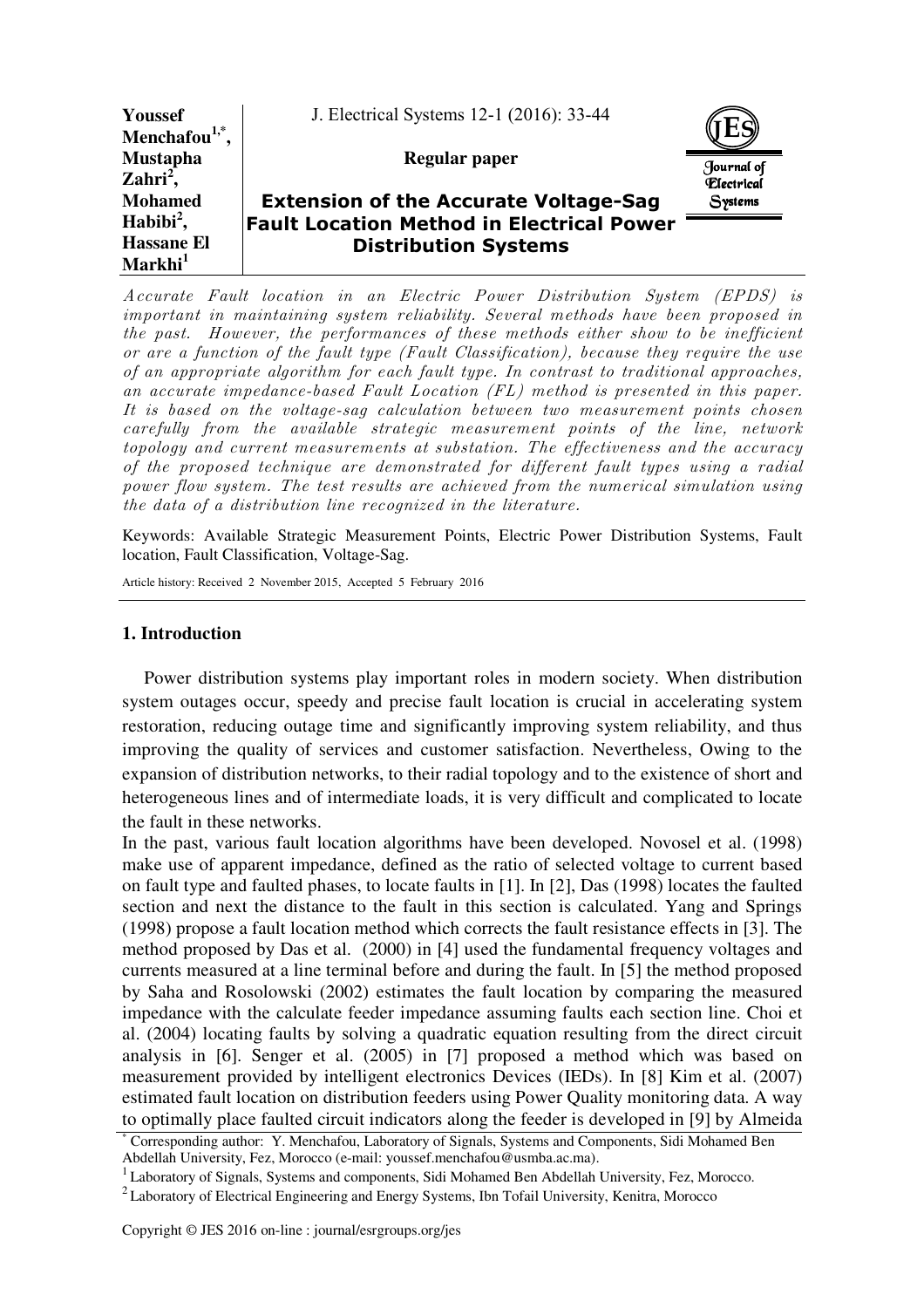Youssef Menchafou[1,*], Mustapha Zahri[2], Mohamed Habibi[2], Hassane El Markhi[1]

Regular paper

# Extension of the Accurate Voltage-Sag Fault Location Method in Electrical Power Distribution Systems

*Accurate Fault location in an Electric Power Distribution System (EPDS) is important in maintaining system reliability. Several methods have been proposed in the past. However, the performances of these methods either show to be inefficient or are a function of the fault type (Fault Classification), because they require the use of an appropriate algorithm for each fault type. In contrast to traditional approaches, an accurate impedance-based Fault Location (FL) method is presented in this paper. It is based on the voltage-sag calculation between two measurement points chosen carefully from the available strategic measurement points of the line, network topology and current measurements at substation. The effectiveness and the accuracy of the proposed technique are demonstrated for different fault types using a radial power flow system. The test results are achieved from the numerical simulation using the data of a distribution line recognized in the literature.*

Keywords: Available Strategic Measurement Points, Electric Power Distribution Systems, Fault location, Fault Classification, Voltage-Sag.

Article history: Received 2 November 2015, Accepted 5 February 2016

## 1. Introduction

Power distribution systems play important roles in modern society. When distribution system outages occur, speedy and precise fault location is crucial in accelerating system restoration, reducing outage time and significantly improving system reliability, and thus improving the quality of services and customer satisfaction. Nevertheless, Owing to the expansion of distribution networks, to their radial topology and to the existence of short and heterogeneous lines and of intermediate loads, it is very difficult and complicated to locate the fault in these networks.

In the past, various fault location algorithms have been developed. Novosel et al. (1998) make use of apparent impedance, defined as the ratio of selected voltage to current based on fault type and faulted phases, to locate faults in [1]. In [2], Das (1998) locates the faulted section and next the distance to the fault in this section is calculated. Yang and Springs (1998) propose a fault location method which corrects the fault resistance effects in [3]. The method proposed by Das et al. (2000) in [4] used the fundamental frequency voltages and currents measured at a line terminal before and during the fault. In [5] the method proposed by Saha and Rosolowski (2002) estimates the fault location by comparing the measured impedance with the calculate feeder impedance assuming faults each section line. Choi et al. (2004) locating faults by solving a quadratic equation resulting from the direct circuit analysis in [6]. Senger et al. (2005) in [7] proposed a method which was based on measurement provided by intelligent electronics Devices (IEDs). In [8] Kim et al. (2007) estimated fault location on distribution feeders using Power Quality monitoring data. A way to optimally place faulted circuit indicators along the feeder is developed in [9] by Almeida

* Corresponding author: Y. Menchafou, Laboratory of Signals, Systems and Components, Sidi Mohamed Ben Abdellah University, Fez, Morocco (e-mail: youssef.menchafou@usmba.ac.ma).

[1] Laboratory of Signals, Systems and components, Sidi Mohamed Ben Abdellah University, Fez, Morocco.

[2] Laboratory of Electrical Engineering and Energy Systems, Ibn Tofail University, Kenitra, Morocco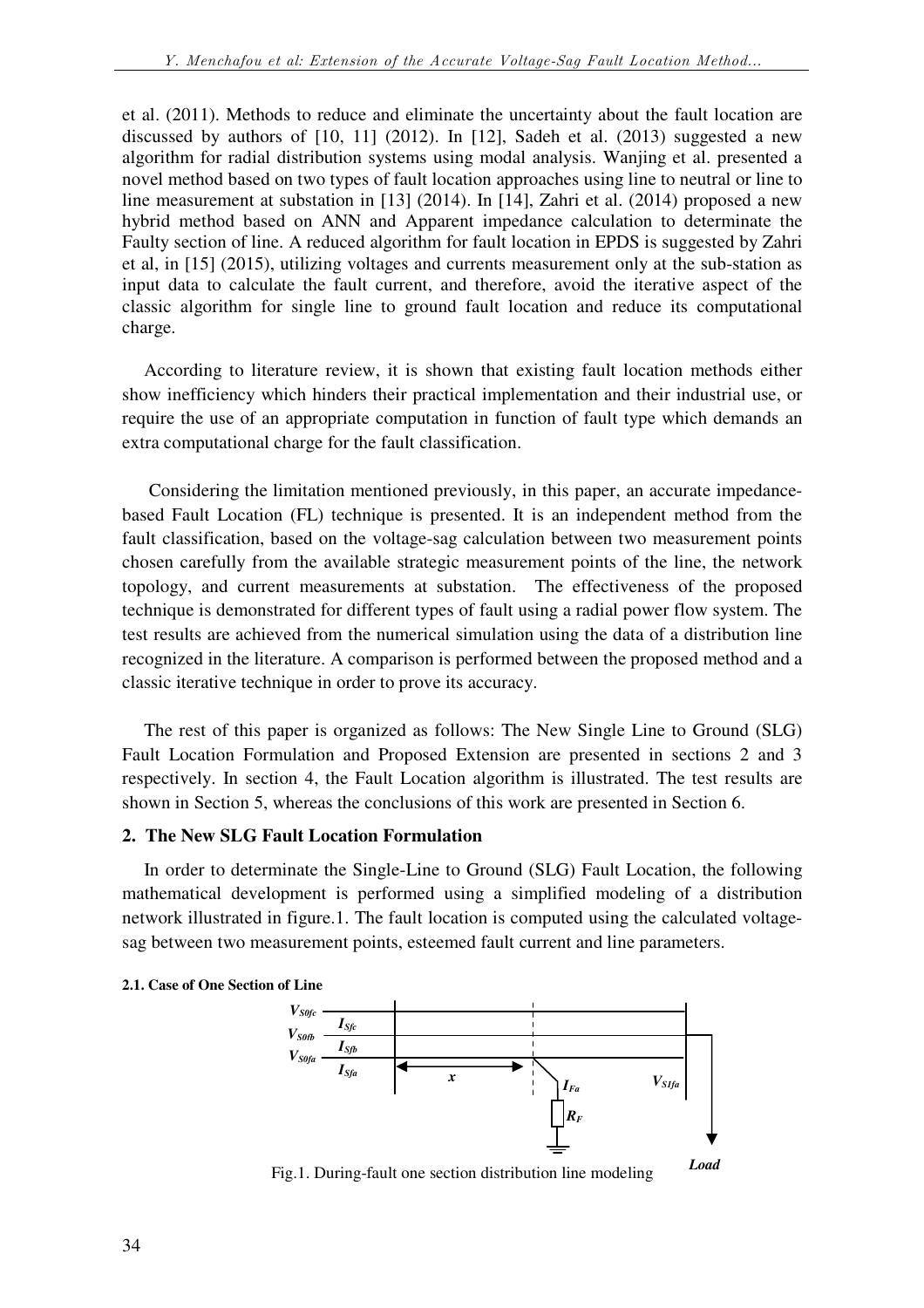et al. (2011). Methods to reduce and eliminate the uncertainty about the fault location are discussed by authors of [10, 11] (2012). In [12], Sadeh et al. (2013) suggested a new algorithm for radial distribution systems using modal analysis. Wanjing et al. presented a novel method based on two types of fault location approaches using line to neutral or line to line measurement at substation in [13] (2014). In [14], Zahri et al. (2014) proposed a new hybrid method based on ANN and Apparent impedance calculation to determinate the Faulty section of line. A reduced algorithm for fault location in EPDS is suggested by Zahri et al, in [15] (2015), utilizing voltages and currents measurement only at the sub-station as input data to calculate the fault current, and therefore, avoid the iterative aspect of the classic algorithm for single line to ground fault location and reduce its computational charge.

According to literature review, it is shown that existing fault location methods either show inefficiency which hinders their practical implementation and their industrial use, or require the use of an appropriate computation in function of fault type which demands an extra computational charge for the fault classification.

Considering the limitation mentioned previously, in this paper, an accurate impedance-based Fault Location (FL) technique is presented. It is an independent method from the fault classification, based on the voltage-sag calculation between two measurement points chosen carefully from the available strategic measurement points of the line, the network topology, and current measurements at substation. The effectiveness of the proposed technique is demonstrated for different types of fault using a radial power flow system. The test results are achieved from the numerical simulation using the data of a distribution line recognized in the literature. A comparison is performed between the proposed method and a classic iterative technique in order to prove its accuracy.

The rest of this paper is organized as follows: The New Single Line to Ground (SLG) Fault Location Formulation and Proposed Extension are presented in sections 2 and 3 respectively. In section 4, the Fault Location algorithm is illustrated. The test results are shown in Section 5, whereas the conclusions of this work are presented in Section 6.

## 2. The New SLG Fault Location Formulation

In order to determinate the Single-Line to Ground (SLG) Fault Location, the following mathematical development is performed using a simplified modeling of a distribution network illustrated in figure.1. The fault location is computed using the calculated voltage-sag between two measurement points, esteemed fault current and line parameters.

### 2.1. Case of One Section of Line

$V_{S0fc}$
$V_{S0fb}$
$V_{S0fa}$
$I_{Sfc}$
$I_{Sfb}$
$I_{Sfa}$
$x$
$I_{Fa}$
$R_F$
$V_{S1fa}$
*Load*

Fig.1. During-fault one section distribution line modeling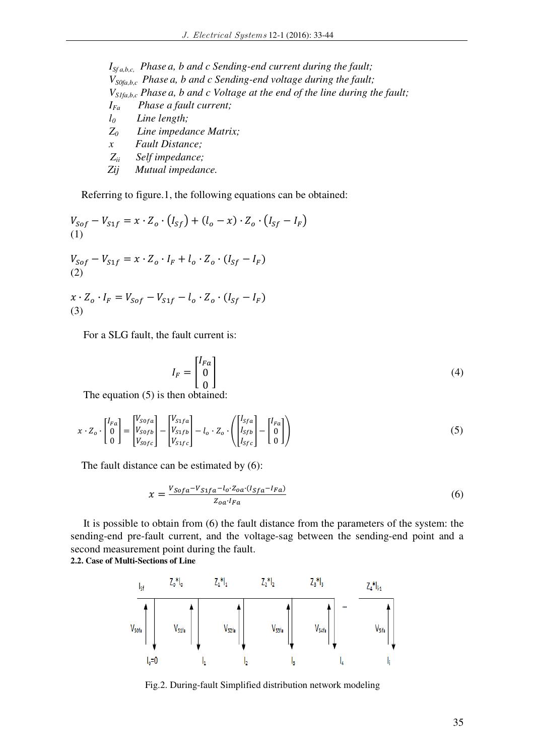$I_{Sf\,a,b,c,}$ *Phase a, b and c Sending-end current during the fault;*
$V_{S0fa,b,c}$ *Phase a, b and c Sending-end voltage during the fault;*
$V_{S1fa,b,c}$ *Phase a, b and c Voltage at the end of the line during the fault;*
$I_{Fa}$ *Phase a fault current;*
$l_0$ *Line length;*
$Z_0$ *Line impedance Matrix;*
$x$ *Fault Distance;*
$Z_{ii}$ *Self impedance;*
$Zij$ *Mutual impedance.*

Referring to figure.1, the following equations can be obtained:

$$V_{Sof} - V_{S1f} = x \cdot Z_o \cdot (I_{Sf}) + (l_o - x) \cdot Z_o \cdot (I_{Sf} - I_F)$$
(1)

$$V_{Sof} - V_{S1f} = x \cdot Z_o \cdot I_F + l_o \cdot Z_o \cdot (I_{Sf} - I_F)$$
(2)

$$x \cdot Z_o \cdot I_F = V_{Sof} - V_{S1f} - l_o \cdot Z_o \cdot (I_{Sf} - I_F)$$
(3)

For a SLG fault, the fault current is:

$$I_F = \begin{bmatrix} I_{Fa} \\ 0 \\ 0 \end{bmatrix} \tag{4}$$

The equation (5) is then obtained:

$$x \cdot Z_o \cdot \begin{bmatrix} I_{Fa} \\ 0 \\ 0 \end{bmatrix} = \begin{bmatrix} V_{S0fa} \\ V_{S0fb} \\ V_{S0fc} \end{bmatrix} - \begin{bmatrix} V_{S1fa} \\ V_{S1fb} \\ V_{S1fc} \end{bmatrix} - l_o \cdot Z_o \cdot \left( \begin{bmatrix} I_{Sfa} \\ I_{Sfb} \\ I_{Sfc} \end{bmatrix} - \begin{bmatrix} I_{Fa} \\ 0 \\ 0 \end{bmatrix} \right) \tag{5}$$

The fault distance can be estimated by (6):

$$x = \frac{V_{Sofa} - V_{S1fa} - l_o \cdot Z_{oa} \cdot (I_{Sfa} - I_{Fa})}{Z_{oa} \cdot I_{Fa}} \tag{6}$$

It is possible to obtain from (6) the fault distance from the parameters of the system: the sending-end pre-fault current, and the voltage-sag between the sending-end point and a second measurement point during the fault.

### 2.2. Case of Multi-Sections of Line

$I_{sf}$ $Z_0*l_0$ $Z_1*l_1$ $Z_2*l_2$ $Z_3*l_3$ ... $Z_4*l_{i-1}$
$V_{S0fa}$ $V_{S1fa}$ $V_{S2fa}$ $V_{S3fa}$ $V_{S4fa}$ $V_{Sifa}$
$I_0=0$ $I_1$ $I_2$ $I_3$ $I_4$ $I_i$

Fig.2. During-fault Simplified distribution network modeling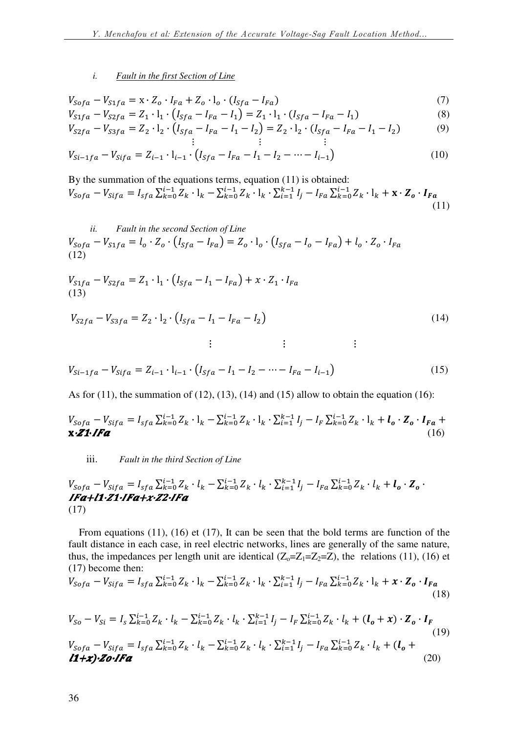*i. Fault in the first Section of Line*

$$V_{Sofa} - V_{S1fa} = \mathrm{x} \cdot Z_o \cdot I_{Fa} + Z_o \cdot \mathrm{l}_o \cdot (I_{Sfa} - I_{Fa}) \tag{7}$$

$$V_{S1fa} - V_{S2fa} = Z_1 \cdot \mathrm{l}_1 \cdot \left(I_{Sfa} - I_{Fa} - I_1\right) = Z_1 \cdot \mathrm{l}_1 \cdot (I_{Sfa} - I_{Fa} - I_1) \tag{8}$$

$$V_{S2fa} - V_{S3fa} = Z_2 \cdot \mathrm{l}_2 \cdot \left(I_{Sfa} - I_{Fa} - I_1 - I_2\right) = Z_2 \cdot \mathrm{l}_2 \cdot (I_{Sfa} - I_{Fa} - I_1 - I_2) \tag{9}$$

$$\vdots \qquad \vdots \qquad \vdots$$

$$V_{Si-1fa} - V_{Sifa} = Z_{i-1} \cdot \mathrm{l}_{i-1} \cdot \left(I_{Sfa} - I_{Fa} - I_1 - I_2 - \cdots - I_{i-1}\right) \tag{10}$$

By the summation of the equations terms, equation (11) is obtained:

$$V_{Sofa} - V_{Sifa} = I_{sfa} \sum_{k=0}^{i-1} Z_k \cdot \mathrm{l}_k - \sum_{k=0}^{i-1} Z_k \cdot \mathrm{l}_k \cdot \sum_{i=1}^{k-1} I_j - I_{Fa} \sum_{k=0}^{i-1} Z_k \cdot \mathrm{l}_k + \mathbf{x} \cdot \boldsymbol{Z_o} \cdot \boldsymbol{I_{Fa}} \tag{11}$$

*ii. Fault in the second Section of Line*

$$V_{Sofa} - V_{S1fa} = l_o \cdot Z_o \cdot \left(I_{Sfa} - I_{Fa}\right) = Z_o \cdot \mathrm{l}_o \cdot \left(I_{Sfa} - I_o - I_{Fa}\right) + l_o \cdot Z_o \cdot I_{Fa} \tag{12}$$

$$V_{S1fa} - V_{S2fa} = Z_1 \cdot \mathrm{l}_1 \cdot \left(I_{Sfa} - I_1 - I_{Fa}\right) + x \cdot Z_1 \cdot I_{Fa} \tag{13}$$

$$V_{S2fa} - V_{S3fa} = Z_2 \cdot \mathrm{l}_2 \cdot \left(I_{Sfa} - I_1 - I_{Fa} - I_2\right) \tag{14}$$

$$\vdots \qquad \vdots \qquad \vdots$$

$$V_{Si-1fa} - V_{Sifa} = Z_{i-1} \cdot \mathrm{l}_{i-1} \cdot \left(I_{Sfa} - I_1 - I_2 - \cdots - I_{Fa} - I_{i-1}\right) \tag{15}$$

As for (11), the summation of (12), (13), (14) and (15) allow to obtain the equation (16):

$$V_{Sofa} - V_{Sifa} = I_{sfa} \sum_{k=0}^{i-1} Z_k \cdot \mathrm{l}_k - \sum_{k=0}^{i-1} Z_k \cdot \mathrm{l}_k \cdot \sum_{i=1}^{k-1} I_j - I_F \sum_{k=0}^{i-1} Z_k \cdot \mathrm{l}_k + \boldsymbol{l_o} \cdot \boldsymbol{Z_o} \cdot \boldsymbol{I_{Fa}} + \mathbf{x} \cdot \boldsymbol{Z1} \cdot \boldsymbol{IFa} \tag{16}$$

*iii. Fault in the third Section of Line*

$$V_{Sofa} - V_{Sifa} = I_{sfa} \sum_{k=0}^{i-1} Z_k \cdot l_k - \sum_{k=0}^{i-1} Z_k \cdot l_k \cdot \sum_{i=1}^{k-1} I_j - I_{Fa} \sum_{k=0}^{i-1} Z_k \cdot l_k + \boldsymbol{l_o} \cdot \boldsymbol{Z_o} \cdot \boldsymbol{IFa} + \boldsymbol{l1} \cdot \boldsymbol{Z1} \cdot \boldsymbol{IFa} + \boldsymbol{x} \cdot \boldsymbol{Z2} \cdot \boldsymbol{IFa} \tag{17}$$

From equations (11), (16) et (17), It can be seen that the bold terms are function of the fault distance in each case, in reel electric networks, lines are generally of the same nature, thus, the impedances per length unit are identical ($Z_o$=$Z_1$=$Z_2$=Z), the relations (11), (16) et (17) become then:

$$V_{Sofa} - V_{Sifa} = I_{sfa} \sum_{k=0}^{i-1} Z_k \cdot \mathrm{l}_k - \sum_{k=0}^{i-1} Z_k \cdot \mathrm{l}_k \cdot \sum_{i=1}^{k-1} I_j - I_{Fa} \sum_{k=0}^{i-1} Z_k \cdot \mathrm{l}_k + \boldsymbol{x} \cdot \boldsymbol{Z_o} \cdot \boldsymbol{I_{Fa}} \tag{18}$$

$$V_{So} - V_{Si} = I_s \sum_{k=0}^{i-1} Z_k \cdot l_k - \sum_{k=0}^{i-1} Z_k \cdot l_k \cdot \sum_{i=1}^{k-1} I_j - I_F \sum_{k=0}^{i-1} Z_k \cdot l_k + (\boldsymbol{l_o} + \boldsymbol{x}) \cdot \boldsymbol{Z_o} \cdot \boldsymbol{I_F} \tag{19}$$

$$V_{Sofa} - V_{Sifa} = I_{sfa} \sum_{k=0}^{i-1} Z_k \cdot l_k - \sum_{k=0}^{i-1} Z_k \cdot l_k \cdot \sum_{i=1}^{k-1} I_j - I_{Fa} \sum_{k=0}^{i-1} Z_k \cdot l_k + (\boldsymbol{l_o} + \boldsymbol{l1} + \boldsymbol{x}) \cdot \boldsymbol{Zo} \cdot \boldsymbol{IFa} \tag{20}$$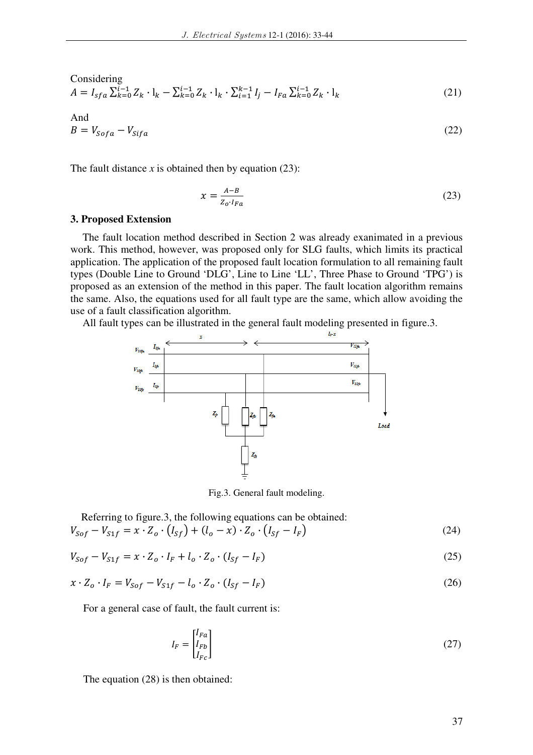Considering

$$A = I_{sfa} \sum_{k=0}^{i-1} Z_k \cdot \mathrm{l}_k - \sum_{k=0}^{i-1} Z_k \cdot \mathrm{l}_k \cdot \sum_{i=1}^{k-1} I_j - I_{Fa} \sum_{k=0}^{i-1} Z_k \cdot \mathrm{l}_k \tag{21}$$

And

$$B = V_{Sofa} - V_{Sifa} \tag{22}$$

The fault distance $x$ is obtained then by equation (23):

$$x = \frac{A - B}{Z_O \cdot I_{Fa}} \tag{23}$$

## 3. Proposed Extension

The fault location method described in Section 2 was already exanimated in a previous work. This method, however, was proposed only for SLG faults, which limits its practical application. The application of the proposed fault location formulation to all remaining fault types (Double Line to Ground 'DLG', Line to Line 'LL', Three Phase to Ground 'TPG') is proposed as an extension of the method in this paper. The fault location algorithm remains the same. Also, the equations used for all fault type are the same, which allow avoiding the use of a fault classification algorithm.

All fault types can be illustrated in the general fault modeling presented in figure.3.

x
$l_o$-x
$V_{S0fa}$ $I_{Sfa}$ $V_{S1fa}$
$V_{S0fb}$ $I_{Sfb}$ $V_{S1fb}$
$V_{S0fc}$ $I_{Sfc}$ $V_{S1fc}$
$Z_{fc}$ $Z_{fb}$ $Z_{fa}$
$Z_{ft}$
Load

Fig.3. General fault modeling.

Referring to figure.3, the following equations can be obtained:

$$V_{Sof} - V_{S1f} = x \cdot Z_o \cdot (I_{Sf}) + (l_o - x) \cdot Z_o \cdot (I_{Sf} - I_F) \tag{24}$$

$$V_{Sof} - V_{S1f} = x \cdot Z_o \cdot I_F + l_o \cdot Z_o \cdot (I_{Sf} - I_F) \tag{25}$$

$$x \cdot Z_o \cdot I_F = V_{Sof} - V_{S1f} - l_o \cdot Z_o \cdot (I_{Sf} - I_F) \tag{26}$$

For a general case of fault, the fault current is:

$$I_F = \begin{bmatrix} I_{Fa} \\ I_{Fb} \\ I_{Fc} \end{bmatrix} \tag{27}$$

The equation (28) is then obtained: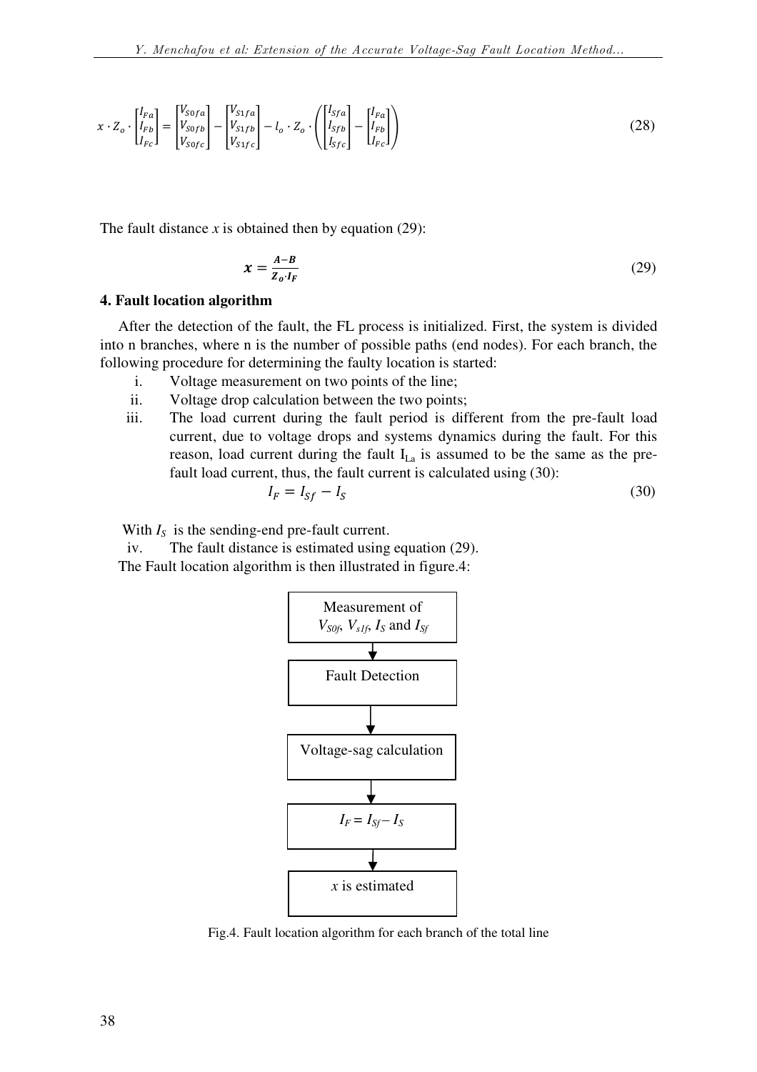$$x \cdot Z_o \cdot \begin{bmatrix} I_{Fa} \\ I_{Fb} \\ I_{Fc} \end{bmatrix} = \begin{bmatrix} V_{S0fa} \\ V_{S0fb} \\ V_{S0fc} \end{bmatrix} - \begin{bmatrix} V_{S1fa} \\ V_{S1fb} \\ V_{S1fc} \end{bmatrix} - l_o \cdot Z_o \cdot \left( \begin{bmatrix} I_{Sfa} \\ I_{Sfb} \\ I_{Sfc} \end{bmatrix} - \begin{bmatrix} I_{Fa} \\ I_{Fb} \\ I_{Fc} \end{bmatrix} \right) \quad (28)$$

The fault distance $x$ is obtained then by equation (29):

$$\boldsymbol{x} = \frac{\boldsymbol{A}-\boldsymbol{B}}{\boldsymbol{Z_o} \cdot \boldsymbol{I_F}} \quad (29)$$

## 4. Fault location algorithm

After the detection of the fault, the FL process is initialized. First, the system is divided into n branches, where n is the number of possible paths (end nodes). For each branch, the following procedure for determining the faulty location is started:

i. Voltage measurement on two points of the line;
ii. Voltage drop calculation between the two points;
iii. The load current during the fault period is different from the pre-fault load current, due to voltage drops and systems dynamics during the fault. For this reason, load current during the fault $I_{La}$ is assumed to be the same as the pre-fault load current, thus, the fault current is calculated using (30):

$$I_F = I_{Sf} - I_S \quad (30)$$

With $I_S$ is the sending-end pre-fault current.

iv. The fault distance is estimated using equation (29).

The Fault location algorithm is then illustrated in figure.4:

Measurement of $V_{S0f}$, $V_{s1f}$, $I_S$ and $I_{Sf}$

Fault Detection

Voltage-sag calculation

$I_F = I_{Sf} - I_S$

$x$ is estimated

Fig.4. Fault location algorithm for each branch of the total line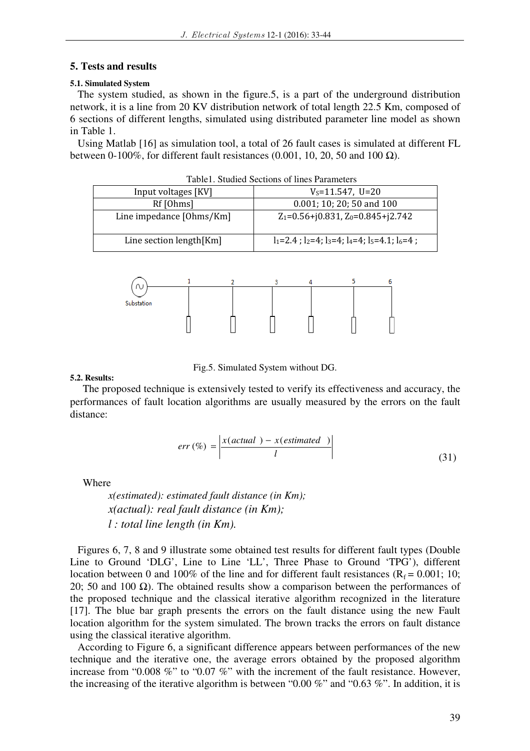## 5. Tests and results

### 5.1. Simulated System

The system studied, as shown in the figure.5, is a part of the underground distribution network, it is a line from 20 KV distribution network of total length 22.5 Km, composed of 6 sections of different lengths, simulated using distributed parameter line model as shown in Table 1.

Using Matlab [16] as simulation tool, a total of 26 fault cases is simulated at different FL between 0-100%, for different fault resistances (0.001, 10, 20, 50 and 100 Ω).

Table1. Studied Sections of lines Parameters

| | |
|---|---|
| Input voltages [KV] | $V_S$=11.547, U=20 |
| Rf [Ohms] | 0.001; 10; 20; 50 and 100 |
| Line impedance [Ohms/Km] | $Z_1$=0.56+j0.831, $Z_0$=0.845+j2.742 |
| Line section length[Km] | $l_1$=2.4 ; $l_2$=4; $l_3$=4; $l_4$=4; $l_5$=4.1; $l_6$=4 ; |

Substation

1
2
3
4
5
6

Fig.5. Simulated System without DG.

### 5.2. Results:

The proposed technique is extensively tested to verify its effectiveness and accuracy, the performances of fault location algorithms are usually measured by the errors on the fault distance:

$$err\,(\%) = \left| \frac{x(actual\;) - x(estimated\;\;)}{l} \right| \tag{31}$$

Where

*x(estimated): estimated fault distance (in Km);*
*x(actual): real fault distance (in Km);*
*l : total line length (in Km).*

Figures 6, 7, 8 and 9 illustrate some obtained test results for different fault types (Double Line to Ground 'DLG', Line to Line 'LL', Three Phase to Ground 'TPG'), different location between 0 and 100% of the line and for different fault resistances ($R_f$ = 0.001; 10; 20; 50 and 100 Ω). The obtained results show a comparison between the performances of the proposed technique and the classical iterative algorithm recognized in the literature [17]. The blue bar graph presents the errors on the fault distance using the new Fault location algorithm for the system simulated. The brown tracks the errors on fault distance using the classical iterative algorithm.

According to Figure 6, a significant difference appears between performances of the new technique and the iterative one, the average errors obtained by the proposed algorithm increase from "0.008 %" to "0.07 %" with the increment of the fault resistance. However, the increasing of the iterative algorithm is between "0.00 %" and "0.63 %". In addition, it is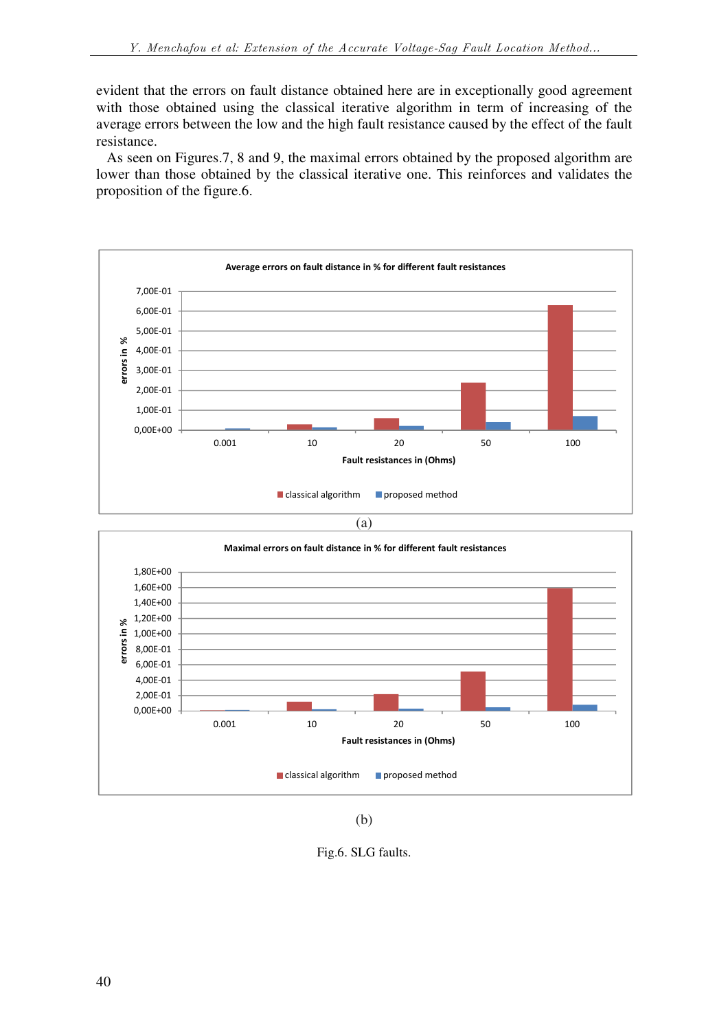evident that the errors on fault distance obtained here are in exceptionally good agreement with those obtained using the classical iterative algorithm in term of increasing of the average errors between the low and the high fault resistance caused by the effect of the fault resistance.

As seen on Figures.7, 8 and 9, the maximal errors obtained by the proposed algorithm are lower than those obtained by the classical iterative one. This reinforces and validates the proposition of the figure.6.

Average errors on fault distance in % for different fault resistances

errors in %

7,00E-01
6,00E-01
5,00E-01
4,00E-01
3,00E-01
2,00E-01
1,00E-01
0,00E+00

0.001
10
20
50
100

Fault resistances in (Ohms)

classical algorithm
proposed method

(a)

Maximal errors on fault distance in % for different fault resistances

errors in %

1,80E+00
1,60E+00
1,40E+00
1,20E+00
1,00E+00
8,00E-01
6,00E-01
4,00E-01
2,00E-01
0,00E+00

0.001
10
20
50
100

Fault resistances in (Ohms)

classical algorithm
proposed method

(b)

Fig.6. SLG faults.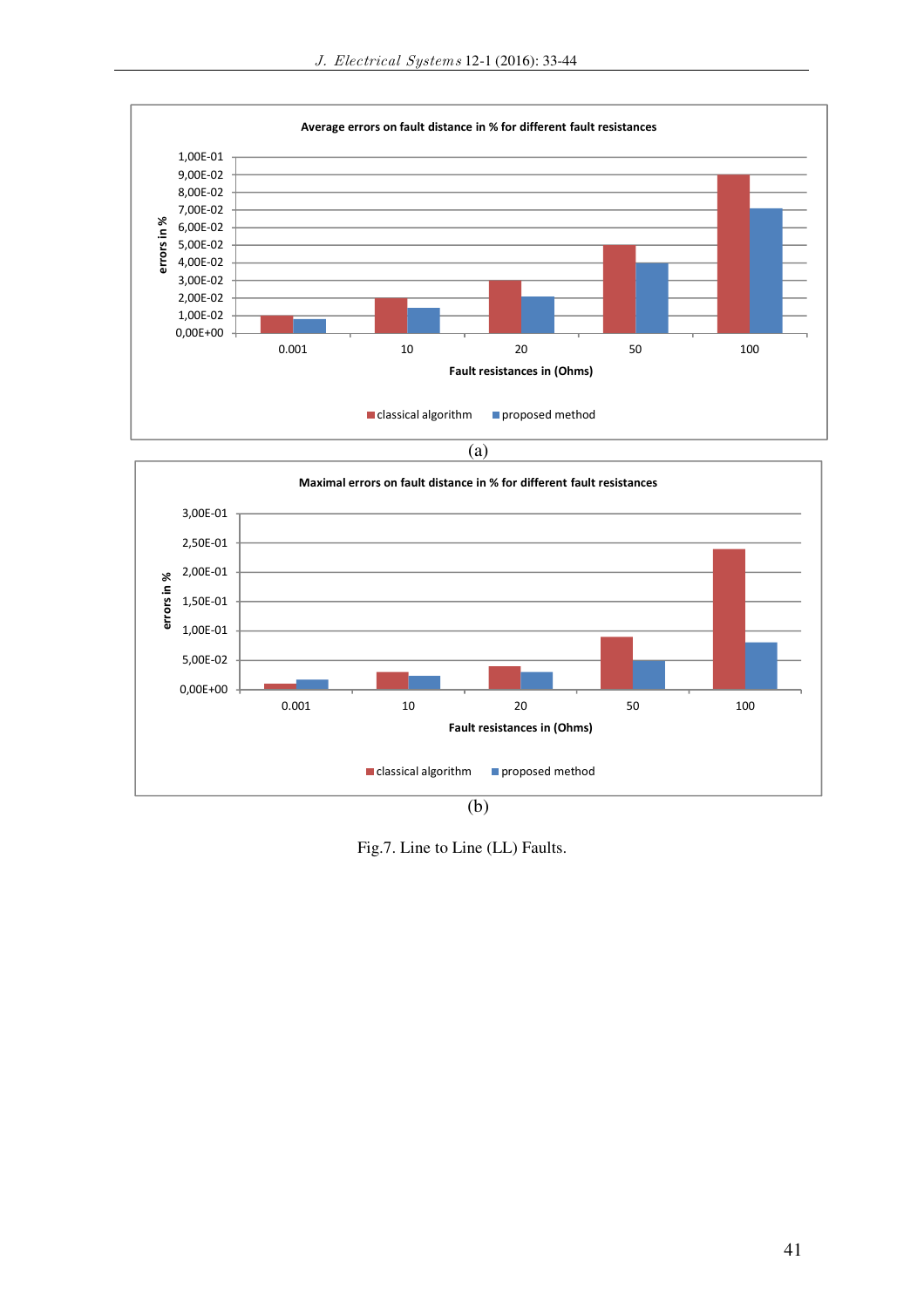Average errors on fault distance in % for different fault resistances

errors in %

1,00E-01
9,00E-02
8,00E-02
7,00E-02
6,00E-02
5,00E-02
4,00E-02
3,00E-02
2,00E-02
1,00E-02
0,00E+00

0.001 10 20 50 100

Fault resistances in (Ohms)

classical algorithm proposed method

(a)

Maximal errors on fault distance in % for different fault resistances

errors in %

3,00E-01
2,50E-01
2,00E-01
1,50E-01
1,00E-01
5,00E-02
0,00E+00

0.001 10 20 50 100

Fault resistances in (Ohms)

classical algorithm proposed method

(b)

Fig.7. Line to Line (LL) Faults.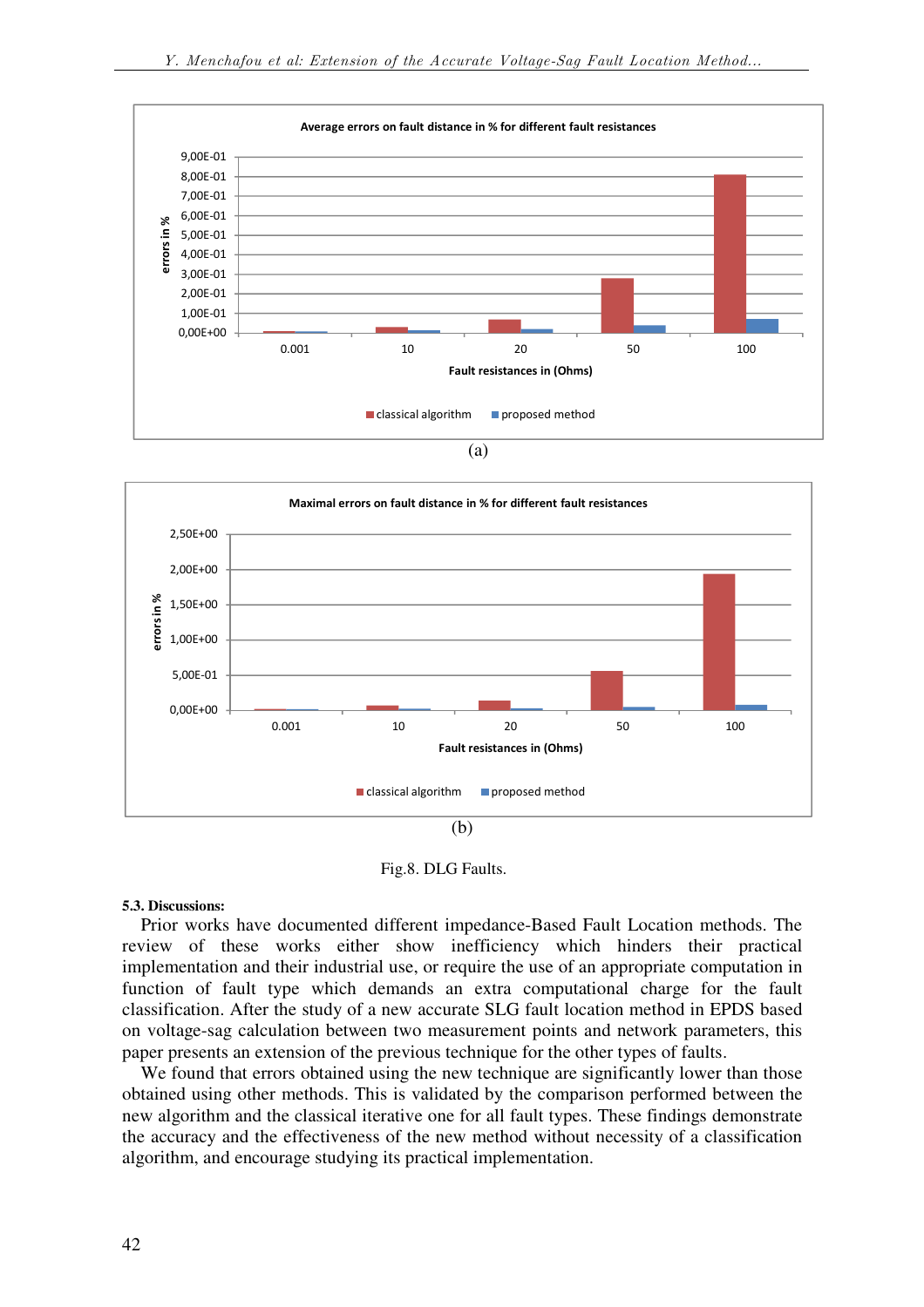(a)

(b)

Fig.8. DLG Faults.

### 5.3. Discussions:

Prior works have documented different impedance-Based Fault Location methods. The review of these works either show inefficiency which hinders their practical implementation and their industrial use, or require the use of an appropriate computation in function of fault type which demands an extra computational charge for the fault classification. After the study of a new accurate SLG fault location method in EPDS based on voltage-sag calculation between two measurement points and network parameters, this paper presents an extension of the previous technique for the other types of faults.

We found that errors obtained using the new technique are significantly lower than those obtained using other methods. This is validated by the comparison performed between the new algorithm and the classical iterative one for all fault types. These findings demonstrate the accuracy and the effectiveness of the new method without necessity of a classification algorithm, and encourage studying its practical implementation.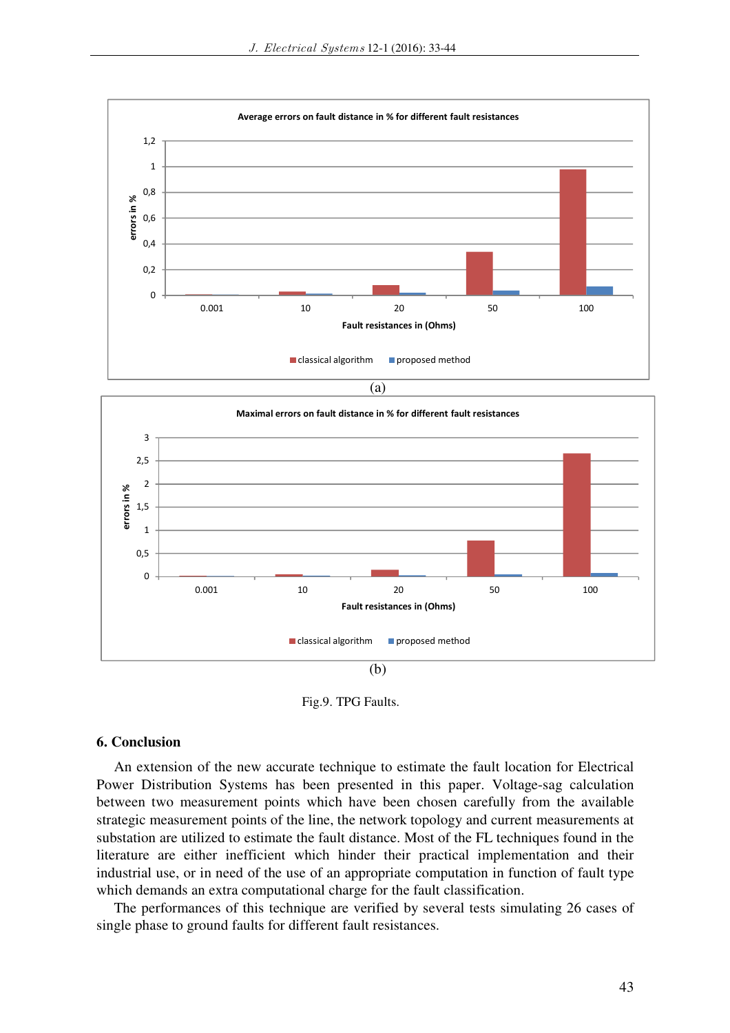Average errors on fault distance in % for different fault resistances

errors in %

1,2
1
0,8
0,6
0,4
0,2
0

0.001
10
20
50
100

Fault resistances in (Ohms)

classical algorithm
proposed method

(a)

Maximal errors on fault distance in % for different fault resistances

errors in %

3
2,5
2
1,5
1
0,5
0

0.001
10
20
50
100

Fault resistances in (Ohms)

classical algorithm
proposed method

(b)

Fig.9. TPG Faults.

## 6. Conclusion

An extension of the new accurate technique to estimate the fault location for Electrical Power Distribution Systems has been presented in this paper. Voltage-sag calculation between two measurement points which have been chosen carefully from the available strategic measurement points of the line, the network topology and current measurements at substation are utilized to estimate the fault distance. Most of the FL techniques found in the literature are either inefficient which hinder their practical implementation and their industrial use, or in need of the use of an appropriate computation in function of fault type which demands an extra computational charge for the fault classification.

The performances of this technique are verified by several tests simulating 26 cases of single phase to ground faults for different fault resistances.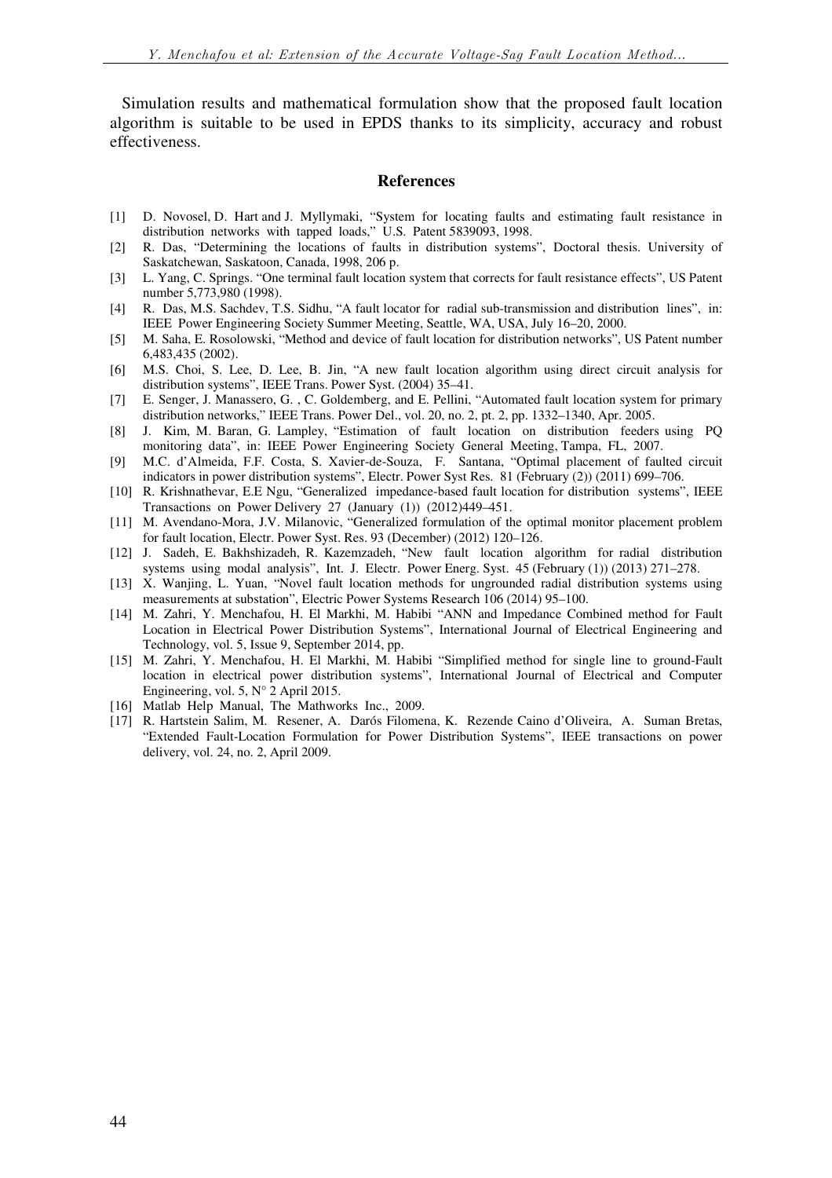Simulation results and mathematical formulation show that the proposed fault location algorithm is suitable to be used in EPDS thanks to its simplicity, accuracy and robust effectiveness.

## References

[1] D. Novosel, D. Hart and J. Myllymaki, "System for locating faults and estimating fault resistance in distribution networks with tapped loads," U.S. Patent 5839093, 1998.

[2] R. Das, "Determining the locations of faults in distribution systems", Doctoral thesis. University of Saskatchewan, Saskatoon, Canada, 1998, 206 p.

[3] L. Yang, C. Springs. "One terminal fault location system that corrects for fault resistance effects", US Patent number 5,773,980 (1998).

[4] R. Das, M.S. Sachdev, T.S. Sidhu, "A fault locator for radial sub-transmission and distribution lines", in: IEEE Power Engineering Society Summer Meeting, Seattle, WA, USA, July 16–20, 2000.

[5] M. Saha, E. Rosolowski, "Method and device of fault location for distribution networks", US Patent number 6,483,435 (2002).

[6] M.S. Choi, S. Lee, D. Lee, B. Jin, "A new fault location algorithm using direct circuit analysis for distribution systems", IEEE Trans. Power Syst. (2004) 35–41.

[7] E. Senger, J. Manassero, G. , C. Goldemberg, and E. Pellini, "Automated fault location system for primary distribution networks," IEEE Trans. Power Del., vol. 20, no. 2, pt. 2, pp. 1332–1340, Apr. 2005.

[8] J. Kim, M. Baran, G. Lampley, "Estimation of fault location on distribution feeders using PQ monitoring data", in: IEEE Power Engineering Society General Meeting, Tampa, FL, 2007.

[9] M.C. d'Almeida, F.F. Costa, S. Xavier-de-Souza, F. Santana, "Optimal placement of faulted circuit indicators in power distribution systems", Electr. Power Syst Res. 81 (February (2)) (2011) 699–706.

[10] R. Krishnathevar, E.E Ngu, "Generalized impedance-based fault location for distribution systems", IEEE Transactions on Power Delivery 27 (January (1)) (2012)449–451.

[11] M. Avendano-Mora, J.V. Milanovic, "Generalized formulation of the optimal monitor placement problem for fault location, Electr. Power Syst. Res. 93 (December) (2012) 120–126.

[12] J. Sadeh, E. Bakhshizadeh, R. Kazemzadeh, "New fault location algorithm for radial distribution systems using modal analysis", Int. J. Electr. Power Energ. Syst. 45 (February (1)) (2013) 271–278.

[13] X. Wanjing, L. Yuan, "Novel fault location methods for ungrounded radial distribution systems using measurements at substation", Electric Power Systems Research 106 (2014) 95–100.

[14] M. Zahri, Y. Menchafou, H. El Markhi, M. Habibi "ANN and Impedance Combined method for Fault Location in Electrical Power Distribution Systems", International Journal of Electrical Engineering and Technology, vol. 5, Issue 9, September 2014, pp.

[15] M. Zahri, Y. Menchafou, H. El Markhi, M. Habibi "Simplified method for single line to ground-Fault location in electrical power distribution systems", International Journal of Electrical and Computer Engineering, vol. 5, N° 2 April 2015.

[16] Matlab Help Manual, The Mathworks Inc., 2009.

[17] R. Hartstein Salim, M. Resener, A. Darós Filomena, K. Rezende Caino d'Oliveira, A. Suman Bretas, "Extended Fault-Location Formulation for Power Distribution Systems", IEEE transactions on power delivery, vol. 24, no. 2, April 2009.